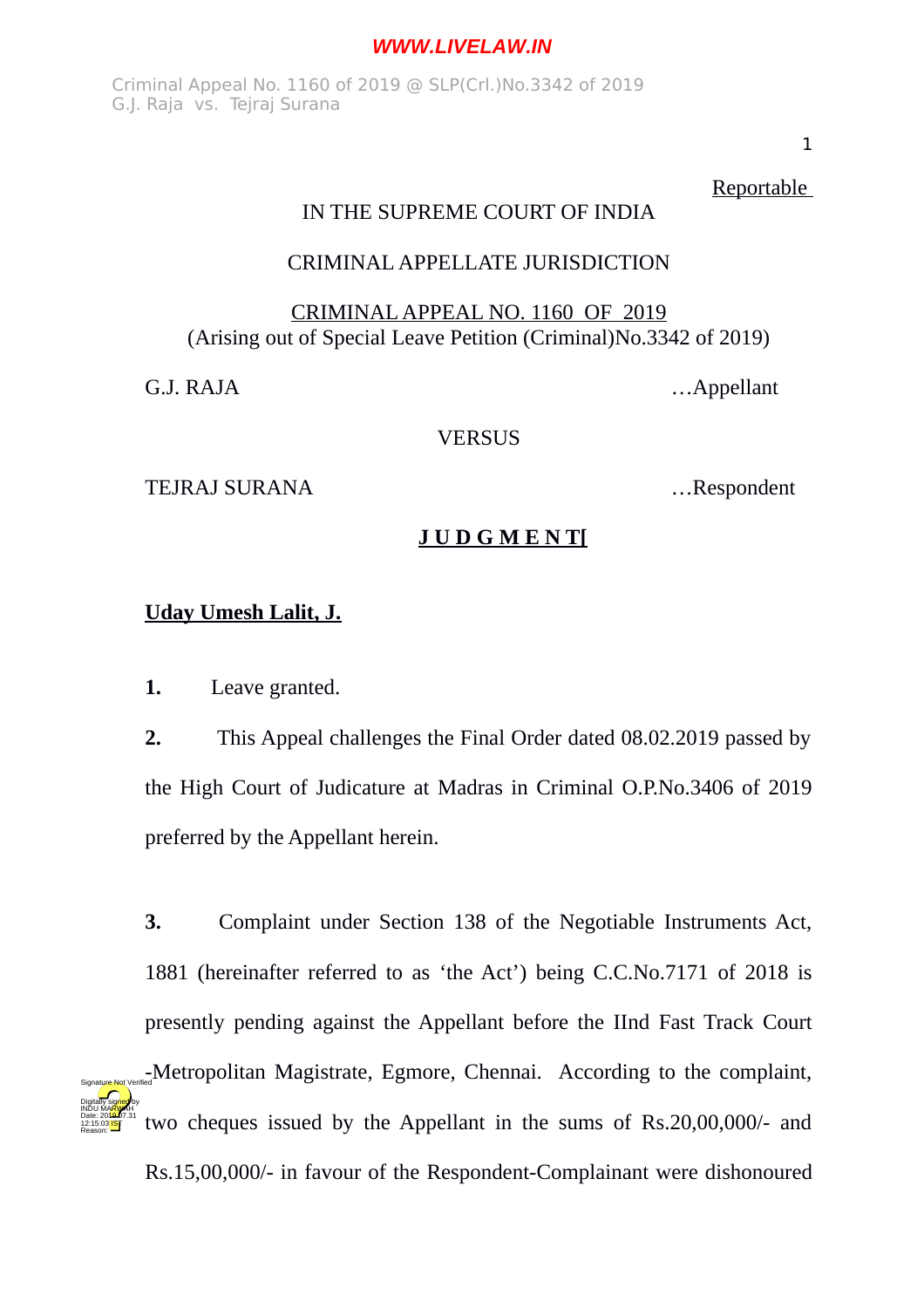Reportable

IN THE SUPREME COURT OF INDIA

CRIMINAL APPELLATE JURISDICTION

CRIMINAL APPEAL NO. 1160 OF 2019
(Arising out of Special Leave Petition (Criminal)No.3342 of 2019)

G.J. RAJA …Appellant

VERSUS

TEJRAJ SURANA …Respondent

**J U D G M E N T**

**Uday Umesh Lalit, J.**

**1.** Leave granted.

**2.** This Appeal challenges the Final Order dated 08.02.2019 passed by the High Court of Judicature at Madras in Criminal O.P.No.3406 of 2019 preferred by the Appellant herein.

**3.** Complaint under Section 138 of the Negotiable Instruments Act, 1881 (hereinafter referred to as 'the Act') being C.C.No.7171 of 2018 is presently pending against the Appellant before the IInd Fast Track Court -Metropolitan Magistrate, Egmore, Chennai. According to the complaint, two cheques issued by the Appellant in the sums of Rs.20,00,000/- and Rs.15,00,000/- in favour of the Respondent-Complainant were dishonoured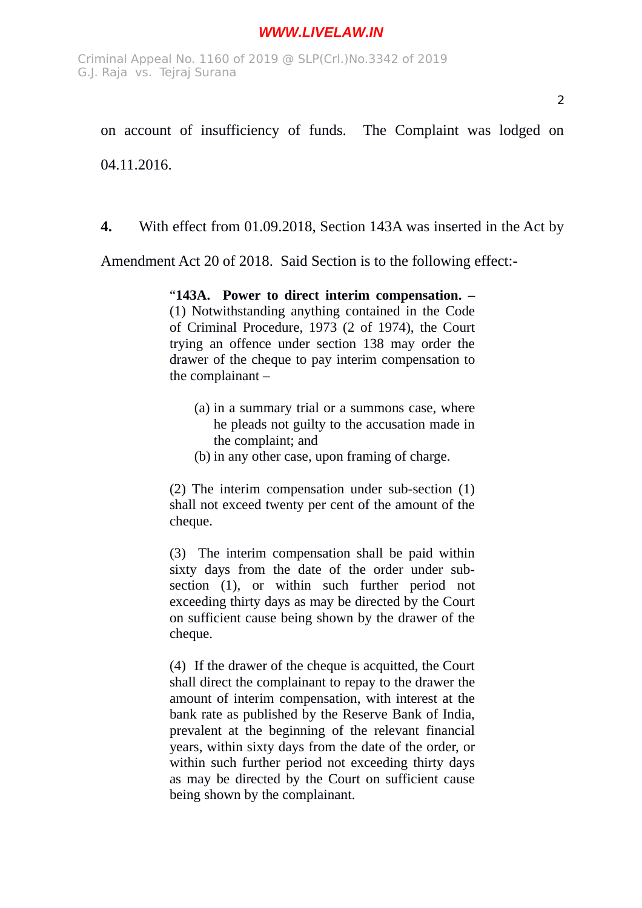on account of insufficiency of funds. The Complaint was lodged on 04.11.2016.

**4.** With effect from 01.09.2018, Section 143A was inserted in the Act by Amendment Act 20 of 2018. Said Section is to the following effect:-

> "**143A. Power to direct interim compensation. –** (1) Notwithstanding anything contained in the Code of Criminal Procedure, 1973 (2 of 1974), the Court trying an offence under section 138 may order the drawer of the cheque to pay interim compensation to the complainant –
>
> (a) in a summary trial or a summons case, where he pleads not guilty to the accusation made in the complaint; and
> (b) in any other case, upon framing of charge.
>
> (2) The interim compensation under sub-section (1) shall not exceed twenty per cent of the amount of the cheque.
>
> (3) The interim compensation shall be paid within sixty days from the date of the order under sub-section (1), or within such further period not exceeding thirty days as may be directed by the Court on sufficient cause being shown by the drawer of the cheque.
>
> (4) If the drawer of the cheque is acquitted, the Court shall direct the complainant to repay to the drawer the amount of interim compensation, with interest at the bank rate as published by the Reserve Bank of India, prevalent at the beginning of the relevant financial years, within sixty days from the date of the order, or within such further period not exceeding thirty days as may be directed by the Court on sufficient cause being shown by the complainant.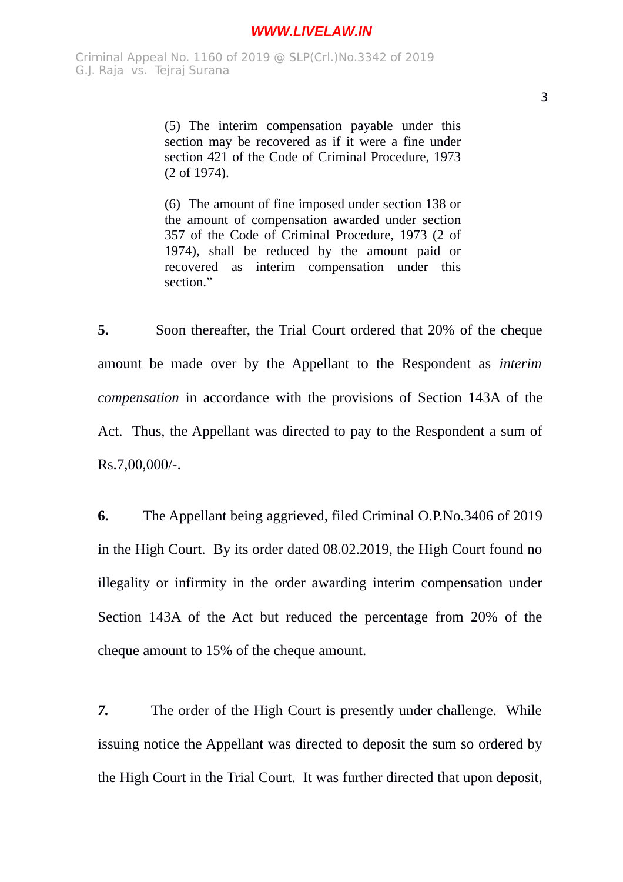> (5) The interim compensation payable under this section may be recovered as if it were a fine under section 421 of the Code of Criminal Procedure, 1973 (2 of 1974).
>
> (6) The amount of fine imposed under section 138 or the amount of compensation awarded under section 357 of the Code of Criminal Procedure, 1973 (2 of 1974), shall be reduced by the amount paid or recovered as interim compensation under this section."

**5.** Soon thereafter, the Trial Court ordered that 20% of the cheque amount be made over by the Appellant to the Respondent as *interim compensation* in accordance with the provisions of Section 143A of the Act. Thus, the Appellant was directed to pay to the Respondent a sum of Rs.7,00,000/-.

**6.** The Appellant being aggrieved, filed Criminal O.P.No.3406 of 2019 in the High Court. By its order dated 08.02.2019, the High Court found no illegality or infirmity in the order awarding interim compensation under Section 143A of the Act but reduced the percentage from 20% of the cheque amount to 15% of the cheque amount.

***7.*** The order of the High Court is presently under challenge. While issuing notice the Appellant was directed to deposit the sum so ordered by the High Court in the Trial Court. It was further directed that upon deposit,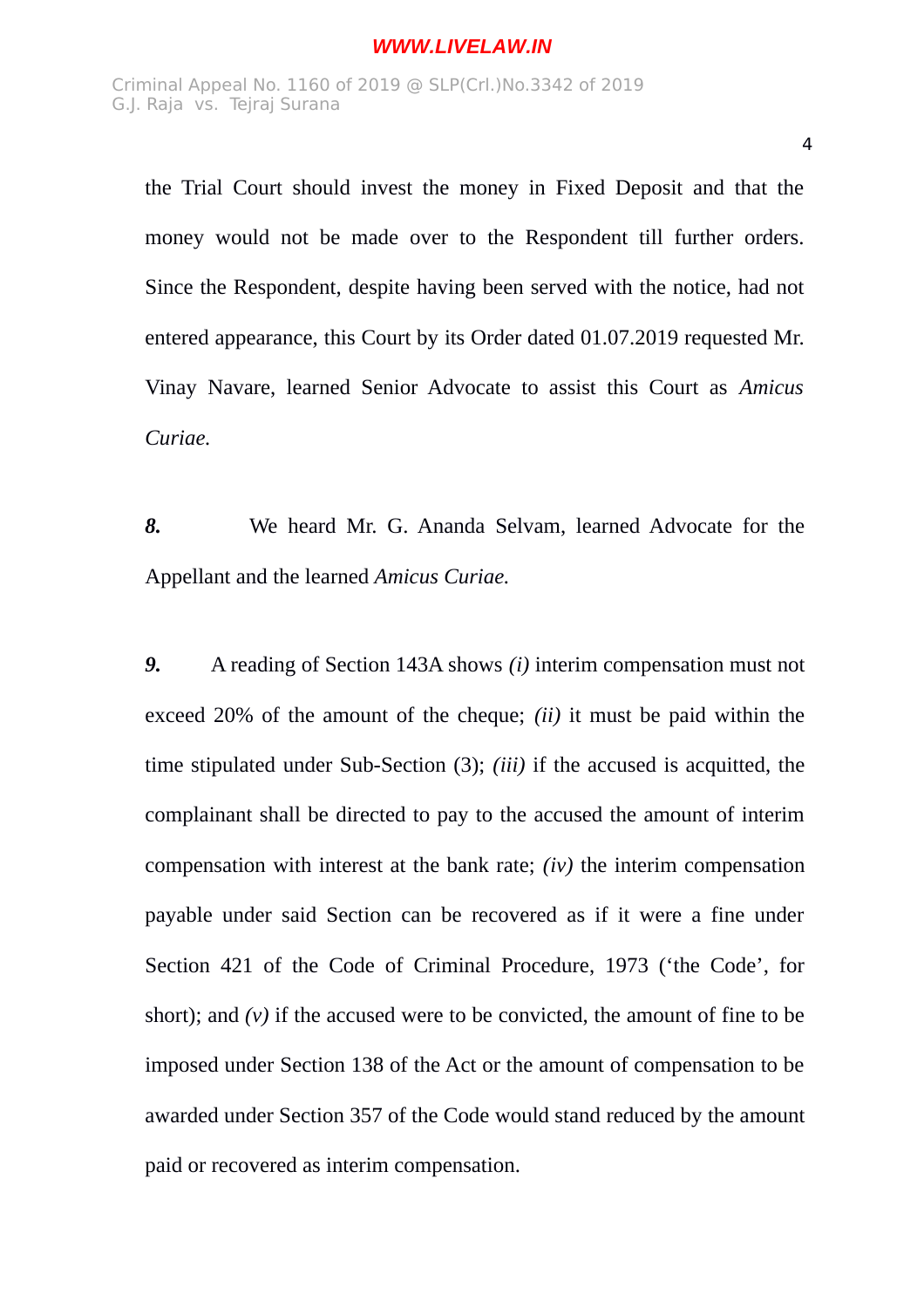the Trial Court should invest the money in Fixed Deposit and that the money would not be made over to the Respondent till further orders. Since the Respondent, despite having been served with the notice, had not entered appearance, this Court by its Order dated 01.07.2019 requested Mr. Vinay Navare, learned Senior Advocate to assist this Court as *Amicus Curiae.*

***8.*** We heard Mr. G. Ananda Selvam, learned Advocate for the Appellant and the learned *Amicus Curiae.*

***9.*** A reading of Section 143A shows *(i)* interim compensation must not exceed 20% of the amount of the cheque; *(ii)* it must be paid within the time stipulated under Sub-Section (3); *(iii)* if the accused is acquitted, the complainant shall be directed to pay to the accused the amount of interim compensation with interest at the bank rate; *(iv)* the interim compensation payable under said Section can be recovered as if it were a fine under Section 421 of the Code of Criminal Procedure, 1973 ('the Code', for short); and *(v)* if the accused were to be convicted, the amount of fine to be imposed under Section 138 of the Act or the amount of compensation to be awarded under Section 357 of the Code would stand reduced by the amount paid or recovered as interim compensation.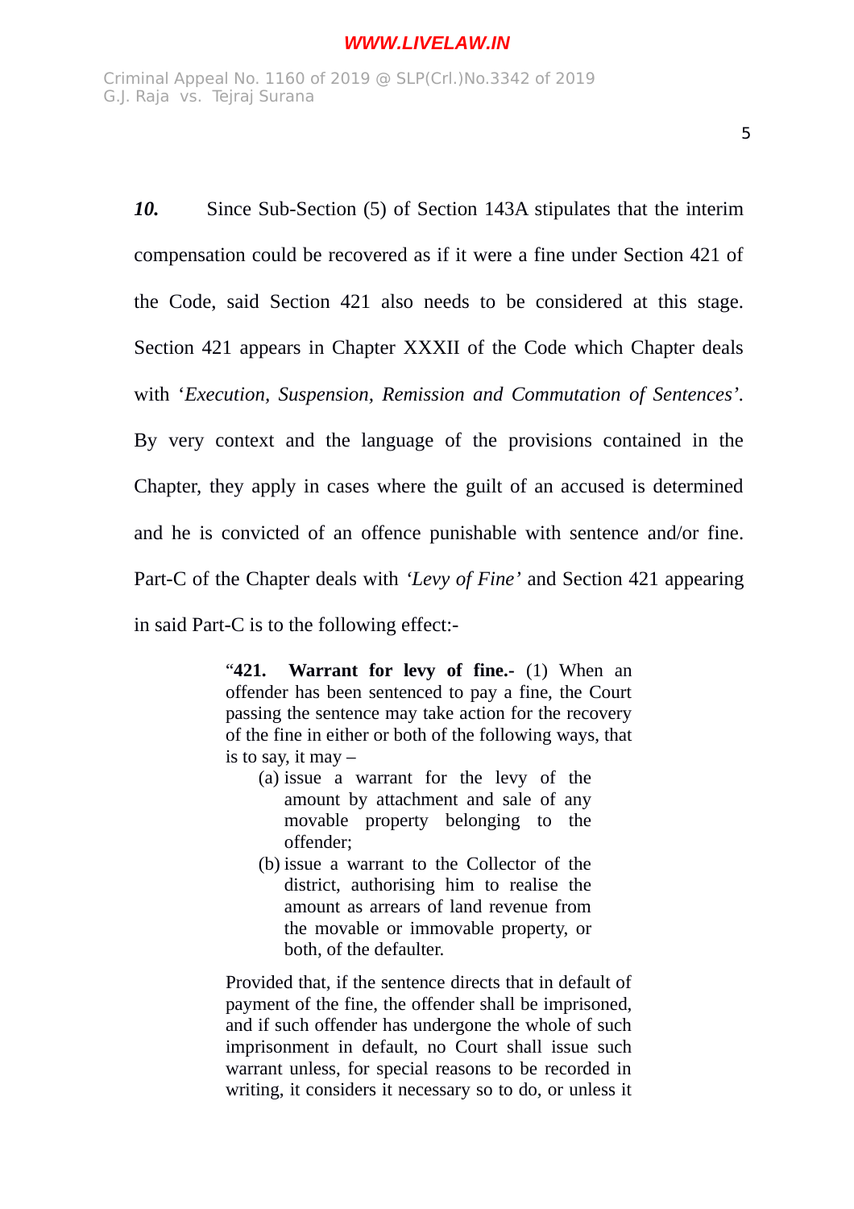***10.*** Since Sub-Section (5) of Section 143A stipulates that the interim compensation could be recovered as if it were a fine under Section 421 of the Code, said Section 421 also needs to be considered at this stage. Section 421 appears in Chapter XXXII of the Code which Chapter deals with '*Execution, Suspension, Remission and Commutation of Sentences*'. By very context and the language of the provisions contained in the Chapter, they apply in cases where the guilt of an accused is determined and he is convicted of an offence punishable with sentence and/or fine. Part-C of the Chapter deals with *'Levy of Fine'* and Section 421 appearing in said Part-C is to the following effect:-

> "**421. Warrant for levy of fine.-** (1) When an offender has been sentenced to pay a fine, the Court passing the sentence may take action for the recovery of the fine in either or both of the following ways, that is to say, it may –
>
> (a) issue a warrant for the levy of the amount by attachment and sale of any movable property belonging to the offender;
>
> (b) issue a warrant to the Collector of the district, authorising him to realise the amount as arrears of land revenue from the movable or immovable property, or both, of the defaulter.
>
> Provided that, if the sentence directs that in default of payment of the fine, the offender shall be imprisoned, and if such offender has undergone the whole of such imprisonment in default, no Court shall issue such warrant unless, for special reasons to be recorded in writing, it considers it necessary so to do, or unless it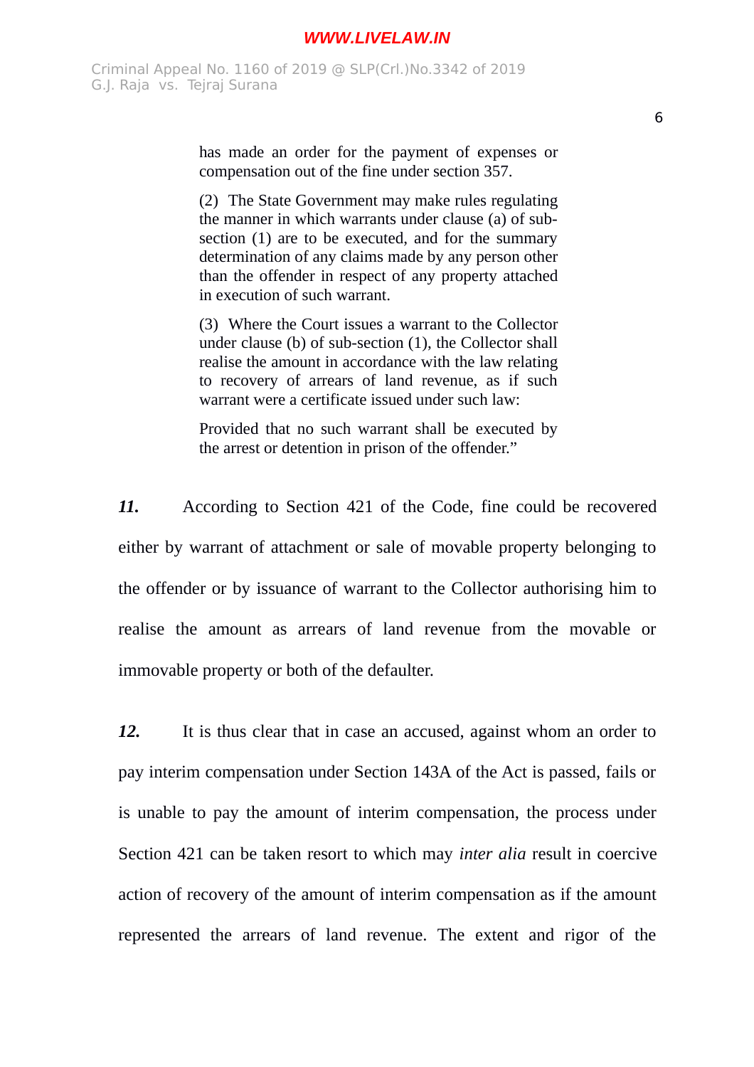> has made an order for the payment of expenses or compensation out of the fine under section 357.
>
> (2) The State Government may make rules regulating the manner in which warrants under clause (a) of sub-section (1) are to be executed, and for the summary determination of any claims made by any person other than the offender in respect of any property attached in execution of such warrant.
>
> (3) Where the Court issues a warrant to the Collector under clause (b) of sub-section (1), the Collector shall realise the amount in accordance with the law relating to recovery of arrears of land revenue, as if such warrant were a certificate issued under such law:
>
> Provided that no such warrant shall be executed by the arrest or detention in prison of the offender."

***11.*** According to Section 421 of the Code, fine could be recovered either by warrant of attachment or sale of movable property belonging to the offender or by issuance of warrant to the Collector authorising him to realise the amount as arrears of land revenue from the movable or immovable property or both of the defaulter.

***12.*** It is thus clear that in case an accused, against whom an order to pay interim compensation under Section 143A of the Act is passed, fails or is unable to pay the amount of interim compensation, the process under Section 421 can be taken resort to which may *inter alia* result in coercive action of recovery of the amount of interim compensation as if the amount represented the arrears of land revenue. The extent and rigor of the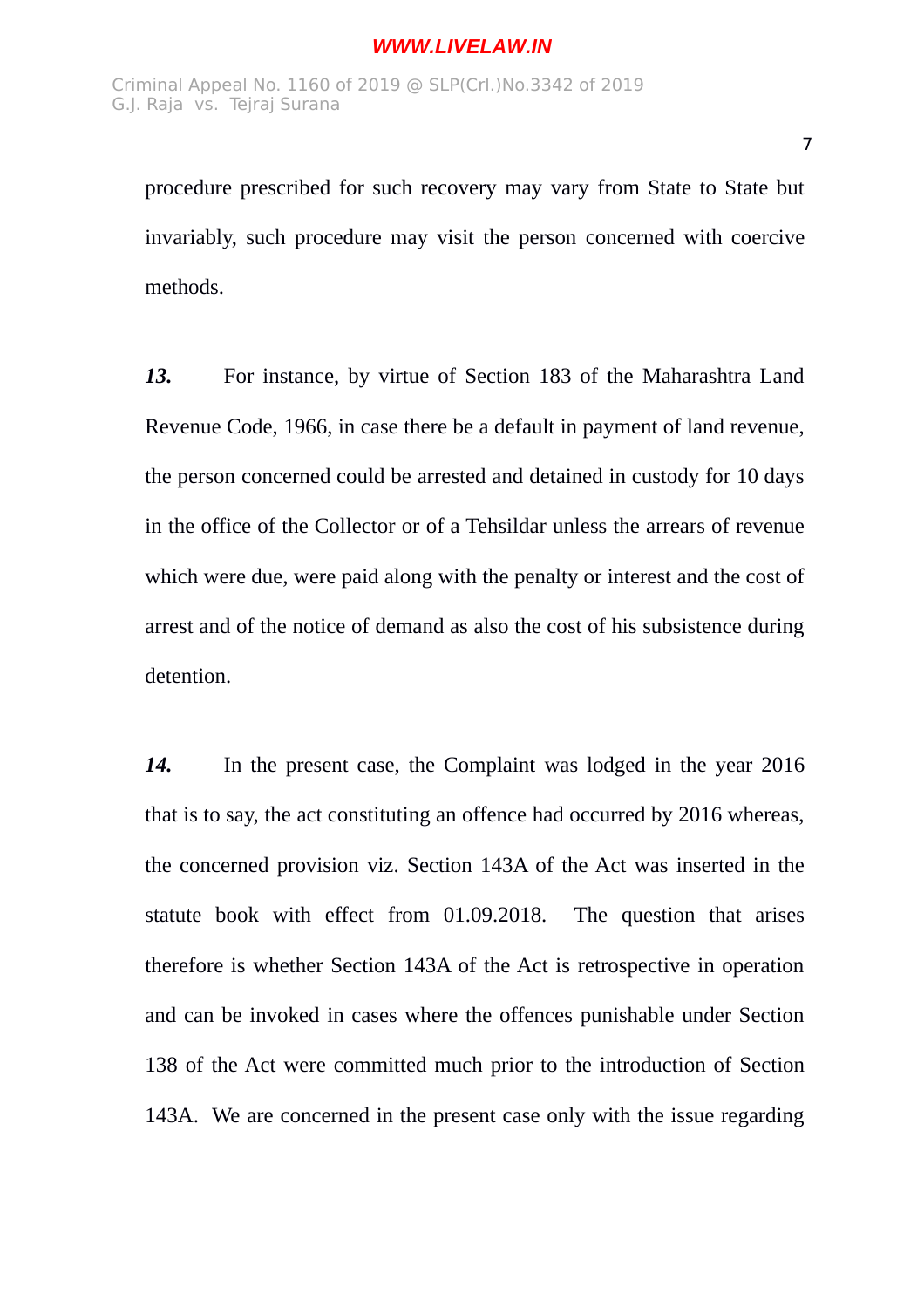procedure prescribed for such recovery may vary from State to State but invariably, such procedure may visit the person concerned with coercive methods.

***13.*** For instance, by virtue of Section 183 of the Maharashtra Land Revenue Code, 1966, in case there be a default in payment of land revenue, the person concerned could be arrested and detained in custody for 10 days in the office of the Collector or of a Tehsildar unless the arrears of revenue which were due, were paid along with the penalty or interest and the cost of arrest and of the notice of demand as also the cost of his subsistence during detention.

***14.*** In the present case, the Complaint was lodged in the year 2016 that is to say, the act constituting an offence had occurred by 2016 whereas, the concerned provision viz. Section 143A of the Act was inserted in the statute book with effect from 01.09.2018. The question that arises therefore is whether Section 143A of the Act is retrospective in operation and can be invoked in cases where the offences punishable under Section 138 of the Act were committed much prior to the introduction of Section 143A. We are concerned in the present case only with the issue regarding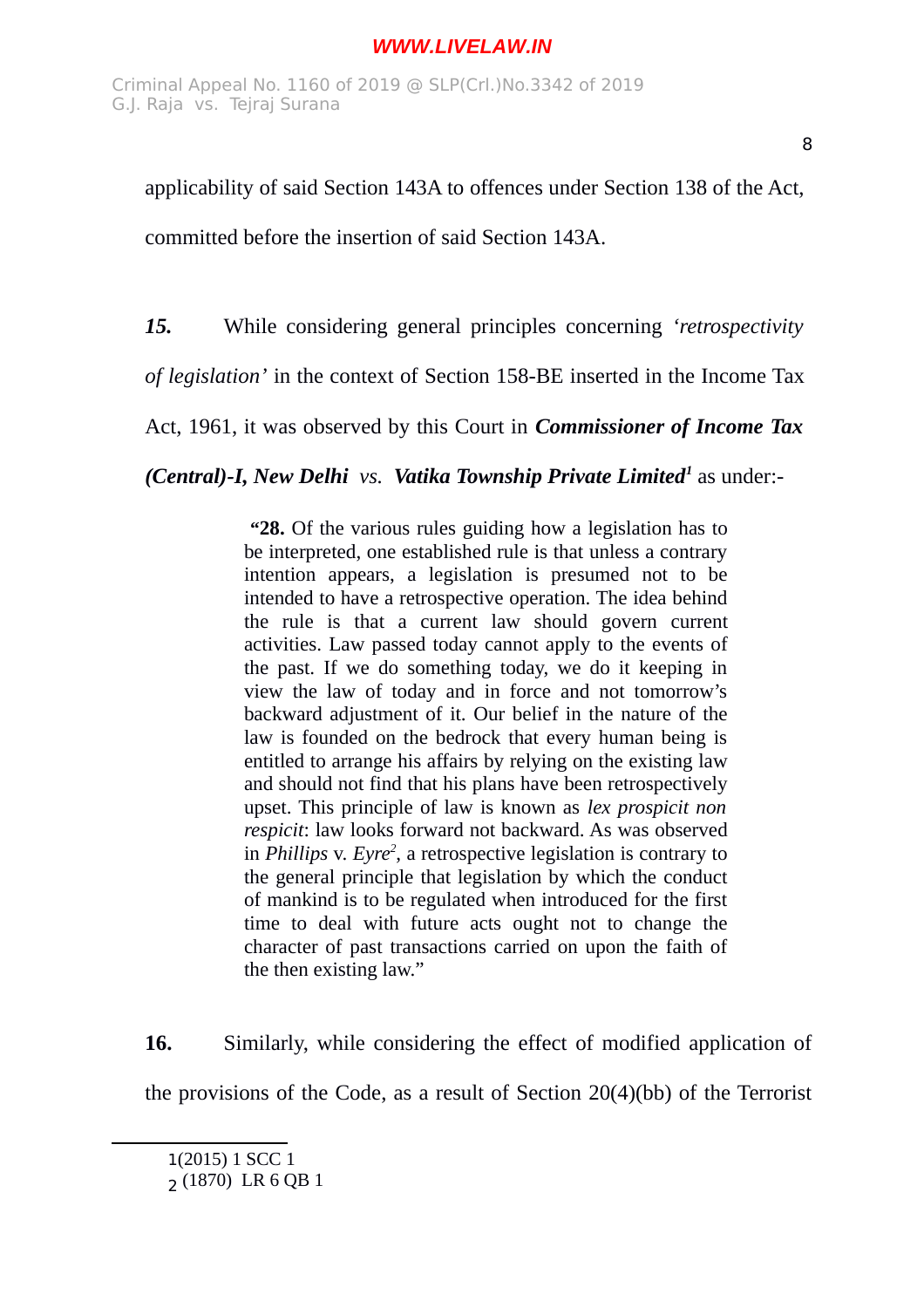applicability of said Section 143A to offences under Section 138 of the Act, committed before the insertion of said Section 143A.

***15.*** While considering general principles concerning *'retrospectivity of legislation'* in the context of Section 158-BE inserted in the Income Tax Act, 1961, it was observed by this Court in ***Commissioner of Income Tax (Central)-I, New Delhi*** *vs.* ***Vatika Township Private Limited***[1] as under:-

> "**28.** Of the various rules guiding how a legislation has to be interpreted, one established rule is that unless a contrary intention appears, a legislation is presumed not to be intended to have a retrospective operation. The idea behind the rule is that a current law should govern current activities. Law passed today cannot apply to the events of the past. If we do something today, we do it keeping in view the law of today and in force and not tomorrow's backward adjustment of it. Our belief in the nature of the law is founded on the bedrock that every human being is entitled to arrange his affairs by relying on the existing law and should not find that his plans have been retrospectively upset. This principle of law is known as *lex prospicit non respicit*: law looks forward not backward. As was observed in *Phillips* v. *Eyre*[2], a retrospective legislation is contrary to the general principle that legislation by which the conduct of mankind is to be regulated when introduced for the first time to deal with future acts ought not to change the character of past transactions carried on upon the faith of the then existing law."

**16.** Similarly, while considering the effect of modified application of the provisions of the Code, as a result of Section 20(4)(bb) of the Terrorist

---

1 (2015) 1 SCC 1

2 (1870) LR 6 QB 1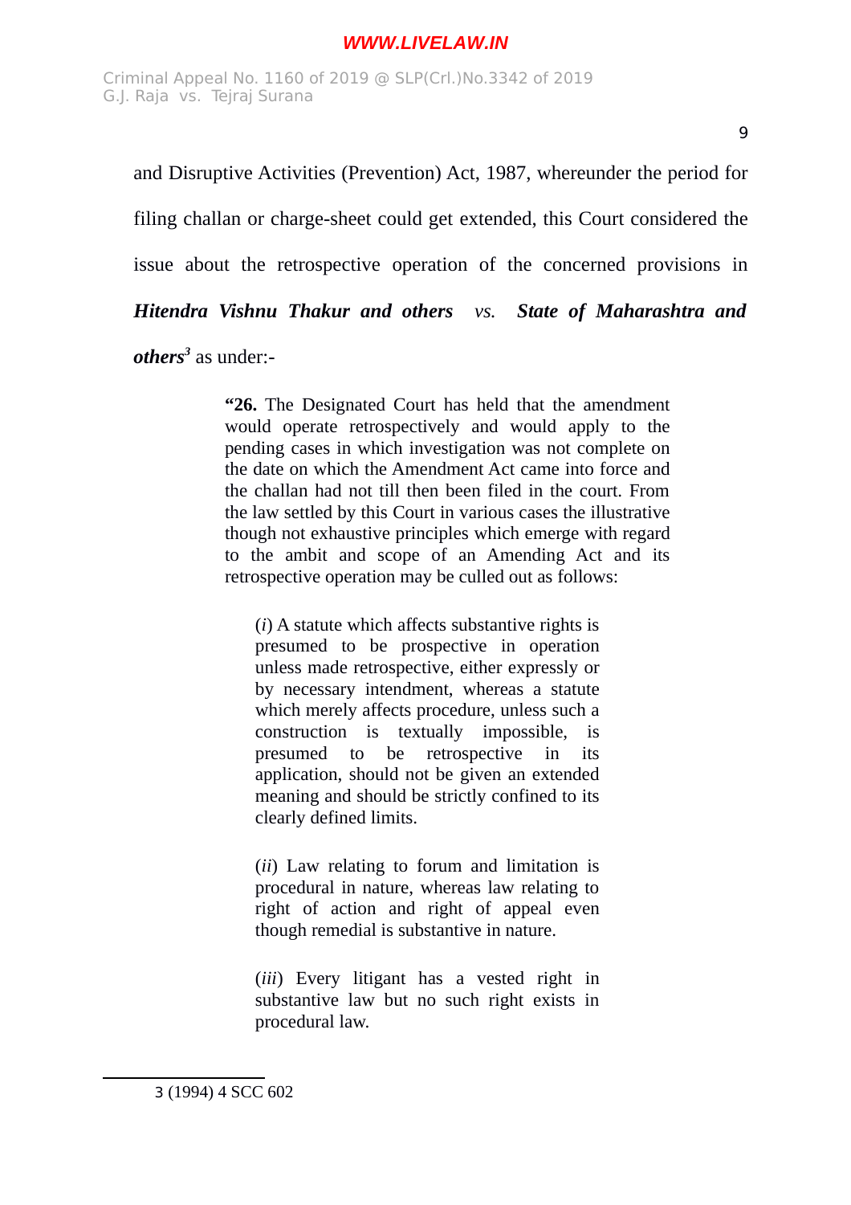and Disruptive Activities (Prevention) Act, 1987, whereunder the period for filing challan or charge-sheet could get extended, this Court considered the issue about the retrospective operation of the concerned provisions in ***Hitendra Vishnu Thakur and others** vs. **State of Maharashtra and others***[3] as under:-

> "**26.** The Designated Court has held that the amendment would operate retrospectively and would apply to the pending cases in which investigation was not complete on the date on which the Amendment Act came into force and the challan had not till then been filed in the court. From the law settled by this Court in various cases the illustrative though not exhaustive principles which emerge with regard to the ambit and scope of an Amending Act and its retrospective operation may be culled out as follows:
>
> > (*i*) A statute which affects substantive rights is presumed to be prospective in operation unless made retrospective, either expressly or by necessary intendment, whereas a statute which merely affects procedure, unless such a construction is textually impossible, is presumed to be retrospective in its application, should not be given an extended meaning and should be strictly confined to its clearly defined limits.
> >
> > (*ii*) Law relating to forum and limitation is procedural in nature, whereas law relating to right of action and right of appeal even though remedial is substantive in nature.
> >
> > (*iii*) Every litigant has a vested right in substantive law but no such right exists in procedural law.

---

3 (1994) 4 SCC 602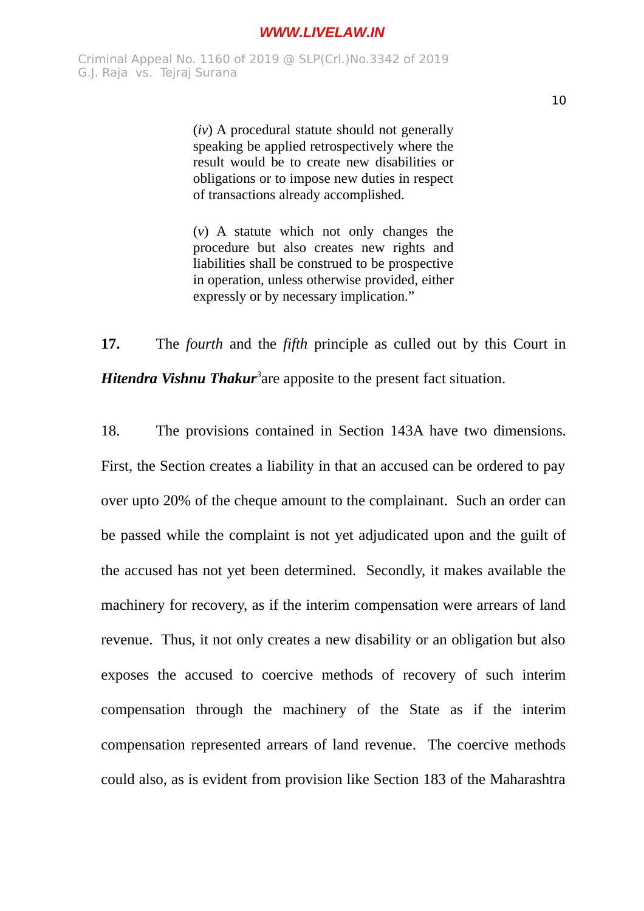> (*iv*) A procedural statute should not generally speaking be applied retrospectively where the result would be to create new disabilities or obligations or to impose new duties in respect of transactions already accomplished.
>
> (*v*) A statute which not only changes the procedure but also creates new rights and liabilities shall be construed to be prospective in operation, unless otherwise provided, either expressly or by necessary implication."

**17.** The *fourth* and the *fifth* principle as culled out by this Court in ***Hitendra Vishnu Thakur***[3] are apposite to the present fact situation.

18. The provisions contained in Section 143A have two dimensions. First, the Section creates a liability in that an accused can be ordered to pay over upto 20% of the cheque amount to the complainant. Such an order can be passed while the complaint is not yet adjudicated upon and the guilt of the accused has not yet been determined. Secondly, it makes available the machinery for recovery, as if the interim compensation were arrears of land revenue. Thus, it not only creates a new disability or an obligation but also exposes the accused to coercive methods of recovery of such interim compensation through the machinery of the State as if the interim compensation represented arrears of land revenue. The coercive methods could also, as is evident from provision like Section 183 of the Maharashtra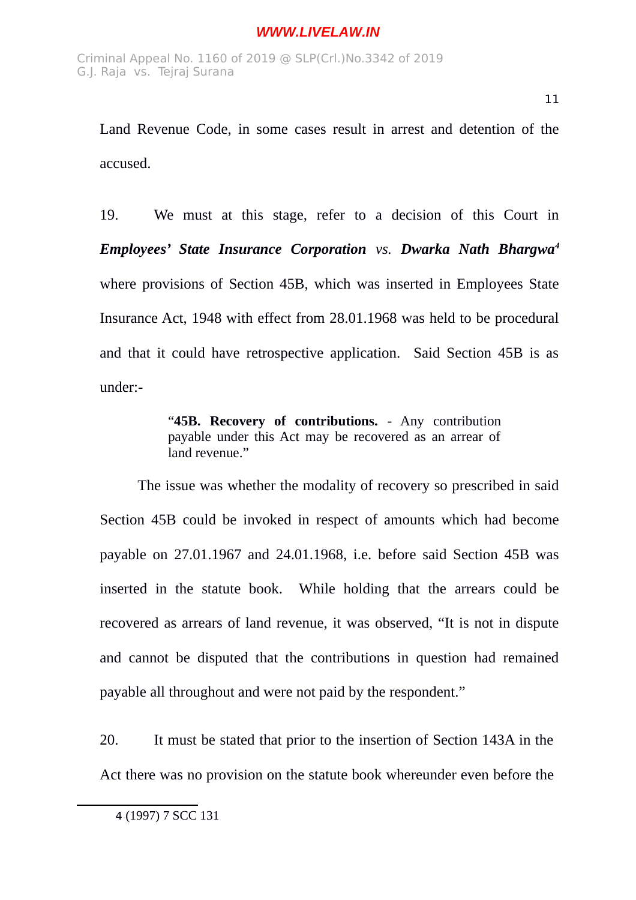Land Revenue Code, in some cases result in arrest and detention of the accused.

19. We must at this stage, refer to a decision of this Court in ***Employees' State Insurance Corporation*** *vs.* ***Dwarka Nath Bhargwa***[4] where provisions of Section 45B, which was inserted in Employees State Insurance Act, 1948 with effect from 28.01.1968 was held to be procedural and that it could have retrospective application. Said Section 45B is as under:-

> "**45B. Recovery of contributions.** - Any contribution payable under this Act may be recovered as an arrear of land revenue."

The issue was whether the modality of recovery so prescribed in said Section 45B could be invoked in respect of amounts which had become payable on 27.01.1967 and 24.01.1968, i.e. before said Section 45B was inserted in the statute book. While holding that the arrears could be recovered as arrears of land revenue, it was observed, "It is not in dispute and cannot be disputed that the contributions in question had remained payable all throughout and were not paid by the respondent."

20. It must be stated that prior to the insertion of Section 143A in the Act there was no provision on the statute book whereunder even before the

---

4 (1997) 7 SCC 131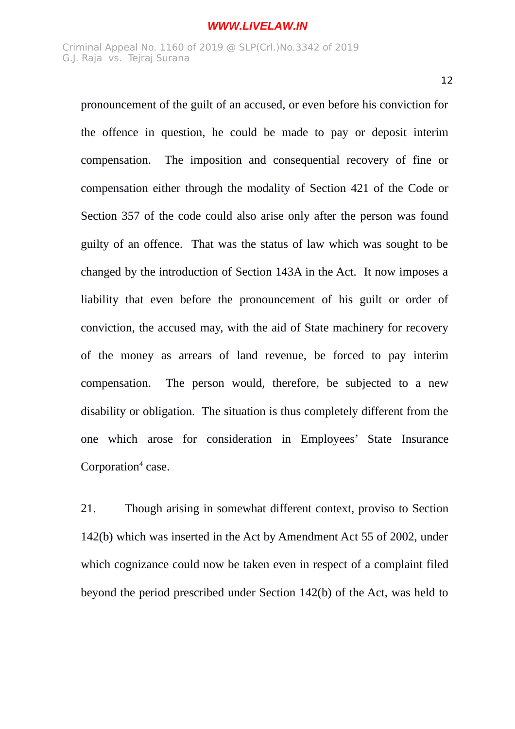pronouncement of the guilt of an accused, or even before his conviction for the offence in question, he could be made to pay or deposit interim compensation. The imposition and consequential recovery of fine or compensation either through the modality of Section 421 of the Code or Section 357 of the code could also arise only after the person was found guilty of an offence. That was the status of law which was sought to be changed by the introduction of Section 143A in the Act. It now imposes a liability that even before the pronouncement of his guilt or order of conviction, the accused may, with the aid of State machinery for recovery of the money as arrears of land revenue, be forced to pay interim compensation. The person would, therefore, be subjected to a new disability or obligation. The situation is thus completely different from the one which arose for consideration in Employees' State Insurance Corporation[4] case.

21. Though arising in somewhat different context, proviso to Section 142(b) which was inserted in the Act by Amendment Act 55 of 2002, under which cognizance could now be taken even in respect of a complaint filed beyond the period prescribed under Section 142(b) of the Act, was held to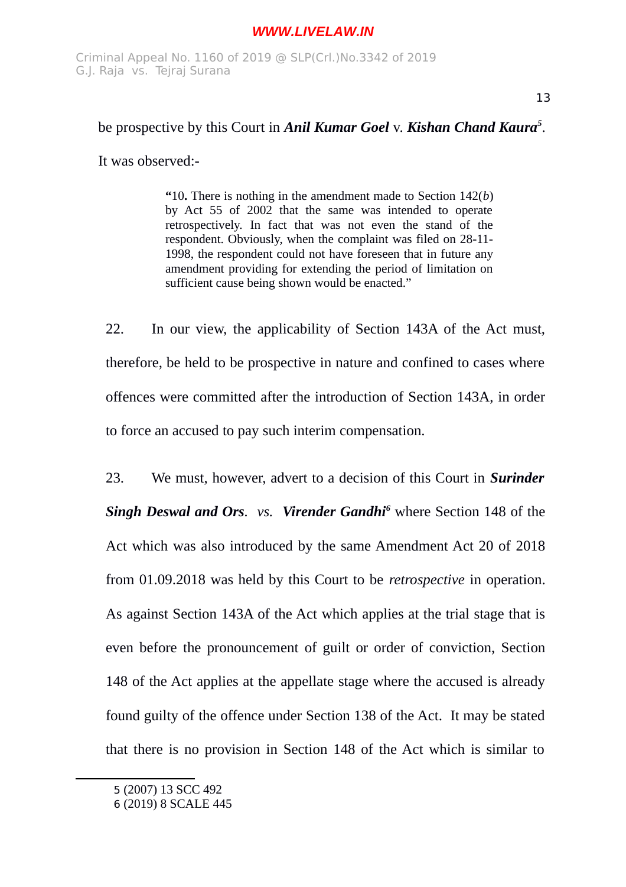be prospective by this Court in ***Anil Kumar Goel*** v. ***Kishan Chand Kaura***[5]. It was observed:-

> "10. There is nothing in the amendment made to Section 142(*b*) by Act 55 of 2002 that the same was intended to operate retrospectively. In fact that was not even the stand of the respondent. Obviously, when the complaint was filed on 28-11-1998, the respondent could not have foreseen that in future any amendment providing for extending the period of limitation on sufficient cause being shown would be enacted."

22. In our view, the applicability of Section 143A of the Act must, therefore, be held to be prospective in nature and confined to cases where offences were committed after the introduction of Section 143A, in order to force an accused to pay such interim compensation.

23. We must, however, advert to a decision of this Court in ***Surinder Singh Deswal and Ors****. vs.* ***Virender Gandhi***[6] where Section 148 of the Act which was also introduced by the same Amendment Act 20 of 2018 from 01.09.2018 was held by this Court to be *retrospective* in operation. As against Section 143A of the Act which applies at the trial stage that is even before the pronouncement of guilt or order of conviction, Section 148 of the Act applies at the appellate stage where the accused is already found guilty of the offence under Section 138 of the Act. It may be stated that there is no provision in Section 148 of the Act which is similar to

---

5 (2007) 13 SCC 492

6 (2019) 8 SCALE 445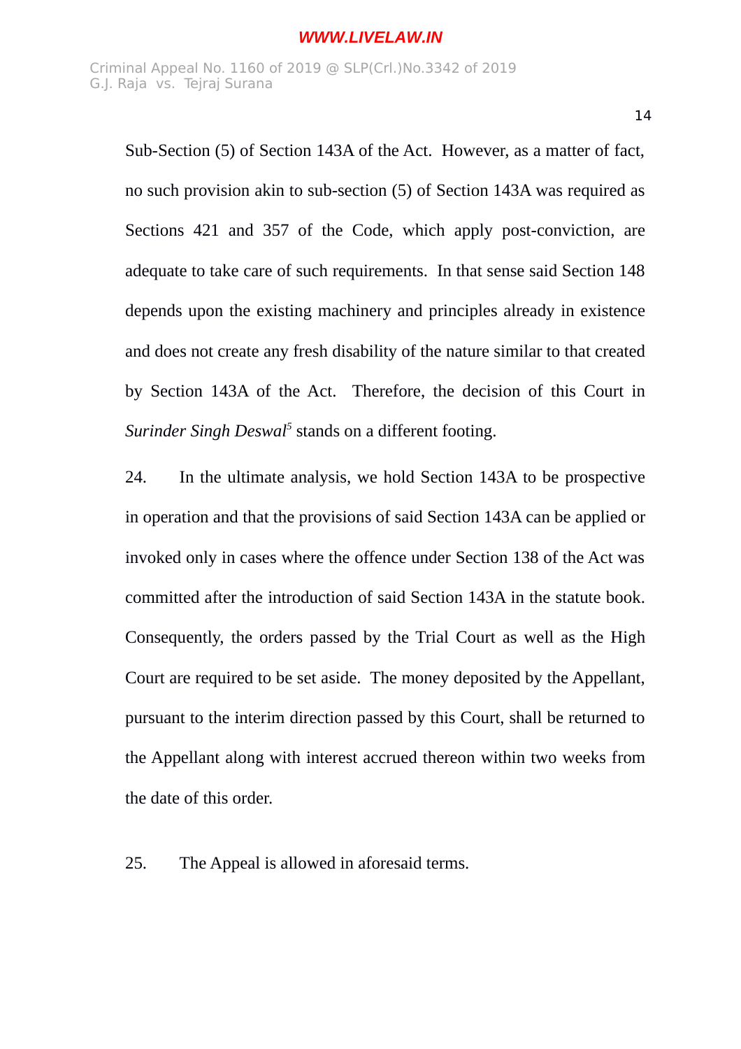Sub-Section (5) of Section 143A of the Act. However, as a matter of fact, no such provision akin to sub-section (5) of Section 143A was required as Sections 421 and 357 of the Code, which apply post-conviction, are adequate to take care of such requirements. In that sense said Section 148 depends upon the existing machinery and principles already in existence and does not create any fresh disability of the nature similar to that created by Section 143A of the Act. Therefore, the decision of this Court in *Surinder Singh Deswal*[5] stands on a different footing.

24. In the ultimate analysis, we hold Section 143A to be prospective in operation and that the provisions of said Section 143A can be applied or invoked only in cases where the offence under Section 138 of the Act was committed after the introduction of said Section 143A in the statute book. Consequently, the orders passed by the Trial Court as well as the High Court are required to be set aside. The money deposited by the Appellant, pursuant to the interim direction passed by this Court, shall be returned to the Appellant along with interest accrued thereon within two weeks from the date of this order.

25. The Appeal is allowed in aforesaid terms.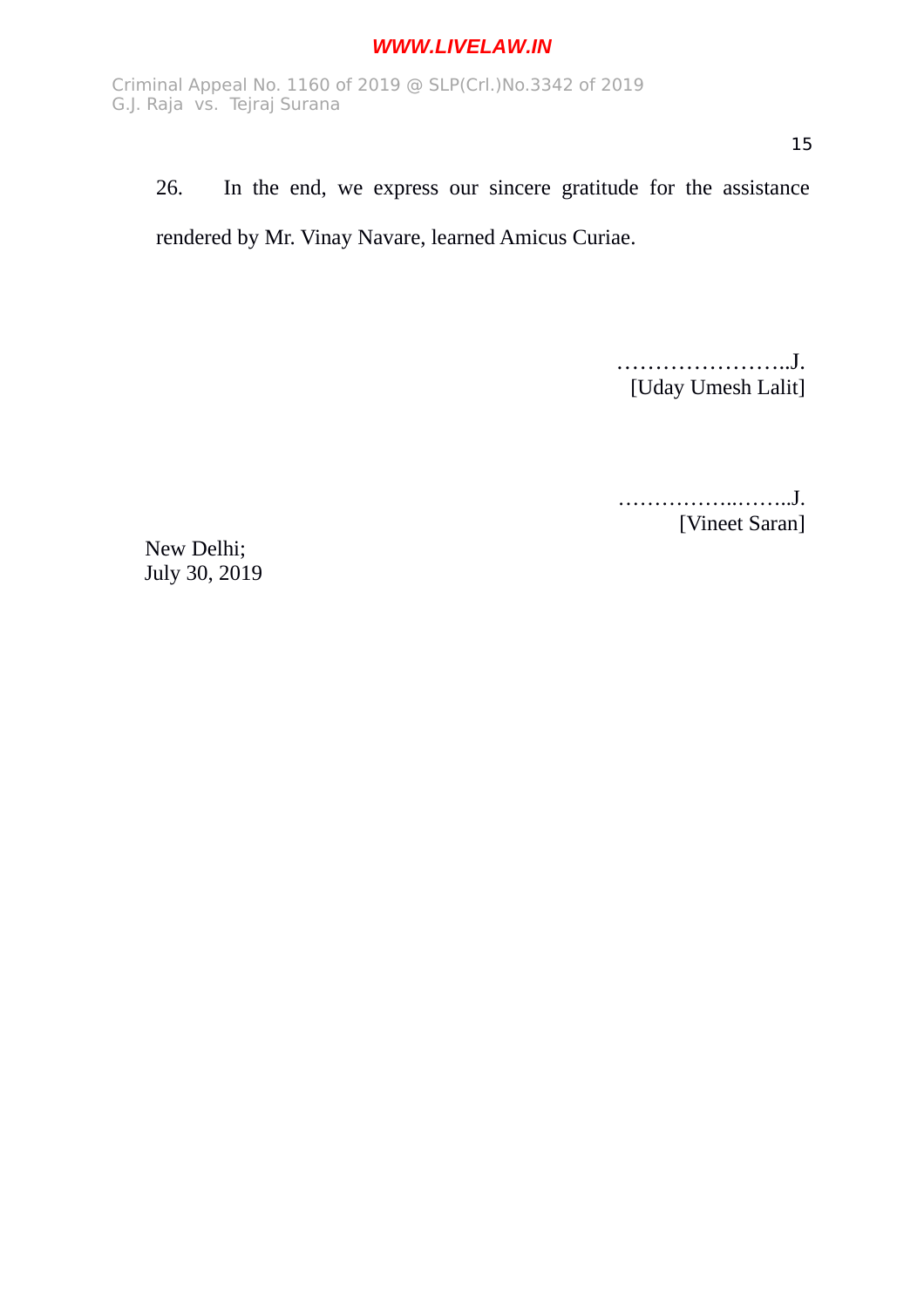26. In the end, we express our sincere gratitude for the assistance rendered by Mr. Vinay Navare, learned Amicus Curiae.

…………………..J.
[Uday Umesh Lalit]

……………..……..J.
[Vineet Saran]

New Delhi;
July 30, 2019